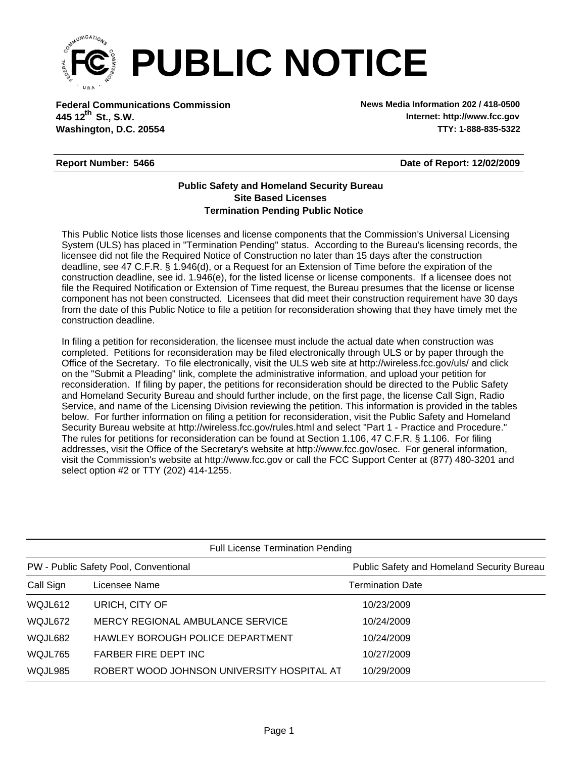# PUBLIC NOTICE

**Federal Communications Commission**
**445 12th St., S.W.**
**Washington, D.C. 20554**

**News Media Information 202 / 418-0500**
**Internet: http://www.fcc.gov**
**TTY: 1-888-835-5322**

**Report Number: 5466** **Date of Report: 12/02/2009**

**Public Safety and Homeland Security Bureau**
**Site Based Licenses**
**Termination Pending Public Notice**

This Public Notice lists those licenses and license components that the Commission's Universal Licensing System (ULS) has placed in "Termination Pending" status. According to the Bureau's licensing records, the licensee did not file the Required Notice of Construction no later than 15 days after the construction deadline, see 47 C.F.R. § 1.946(d), or a Request for an Extension of Time before the expiration of the construction deadline, see id. 1.946(e), for the listed license or license components. If a licensee does not file the Required Notification or Extension of Time request, the Bureau presumes that the license or license component has not been constructed. Licensees that did meet their construction requirement have 30 days from the date of this Public Notice to file a petition for reconsideration showing that they have timely met the construction deadline.

In filing a petition for reconsideration, the licensee must include the actual date when construction was completed. Petitions for reconsideration may be filed electronically through ULS or by paper through the Office of the Secretary. To file electronically, visit the ULS web site at http://wireless.fcc.gov/uls/ and click on the "Submit a Pleading" link, complete the administrative information, and upload your petition for reconsideration. If filing by paper, the petitions for reconsideration should be directed to the Public Safety and Homeland Security Bureau and should further include, on the first page, the license Call Sign, Radio Service, and name of the Licensing Division reviewing the petition. This information is provided in the tables below. For further information on filing a petition for reconsideration, visit the Public Safety and Homeland Security Bureau website at http://wireless.fcc.gov/rules.html and select "Part 1 - Practice and Procedure." The rules for petitions for reconsideration can be found at Section 1.106, 47 C.F.R. § 1.106. For filing addresses, visit the Office of the Secretary's website at http://www.fcc.gov/osec. For general information, visit the Commission's website at http://www.fcc.gov or call the FCC Support Center at (877) 480-3201 and select option #2 or TTY (202) 414-1255.

Full License Termination Pending

PW - Public Safety Pool, Conventional — Public Safety and Homeland Security Bureau

| Call Sign | Licensee Name | Termination Date |
|---|---|---|
| WQJL612 | URICH, CITY OF | 10/23/2009 |
| WQJL672 | MERCY REGIONAL AMBULANCE SERVICE | 10/24/2009 |
| WQJL682 | HAWLEY BOROUGH POLICE DEPARTMENT | 10/24/2009 |
| WQJL765 | FARBER FIRE DEPT INC | 10/27/2009 |
| WQJL985 | ROBERT WOOD JOHNSON UNIVERSITY HOSPITAL AT | 10/29/2009 |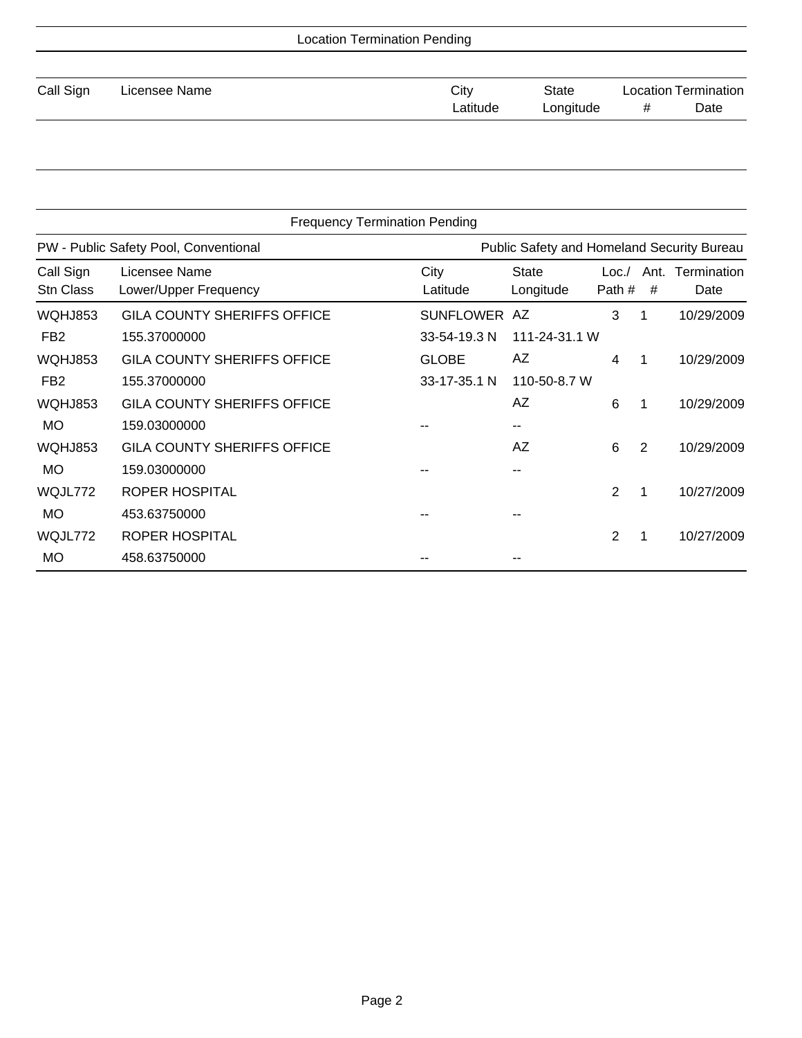## Location Termination Pending

| Call Sign | Licensee Name | City / Latitude | State / Longitude | Location # | Termination Date |
|---|---|---|---|---|---|

## Frequency Termination Pending

PW - Public Safety Pool, Conventional — Public Safety and Homeland Security Bureau

| Call Sign / Stn Class | Licensee Name / Lower/Upper Frequency | City / Latitude | State / Longitude | Loc./ Path # | Ant. # | Termination Date |
|---|---|---|---|---|---|---|
| WQHJ853 | GILA COUNTY SHERIFFS OFFICE | SUNFLOWER | AZ | 3 | 1 | 10/29/2009 |
| FB2 | 155.37000000 | 33-54-19.3 N | 111-24-31.1 W | | | |
| WQHJ853 | GILA COUNTY SHERIFFS OFFICE | GLOBE | AZ | 4 | 1 | 10/29/2009 |
| FB2 | 155.37000000 | 33-17-35.1 N | 110-50-8.7 W | | | |
| WQHJ853 | GILA COUNTY SHERIFFS OFFICE | | AZ | 6 | 1 | 10/29/2009 |
| MO | 159.03000000 | -- | -- | | | |
| WQHJ853 | GILA COUNTY SHERIFFS OFFICE | | AZ | 6 | 2 | 10/29/2009 |
| MO | 159.03000000 | -- | -- | | | |
| WQJL772 | ROPER HOSPITAL | | | 2 | 1 | 10/27/2009 |
| MO | 453.63750000 | -- | -- | | | |
| WQJL772 | ROPER HOSPITAL | | | 2 | 1 | 10/27/2009 |
| MO | 458.63750000 | -- | -- | | | |